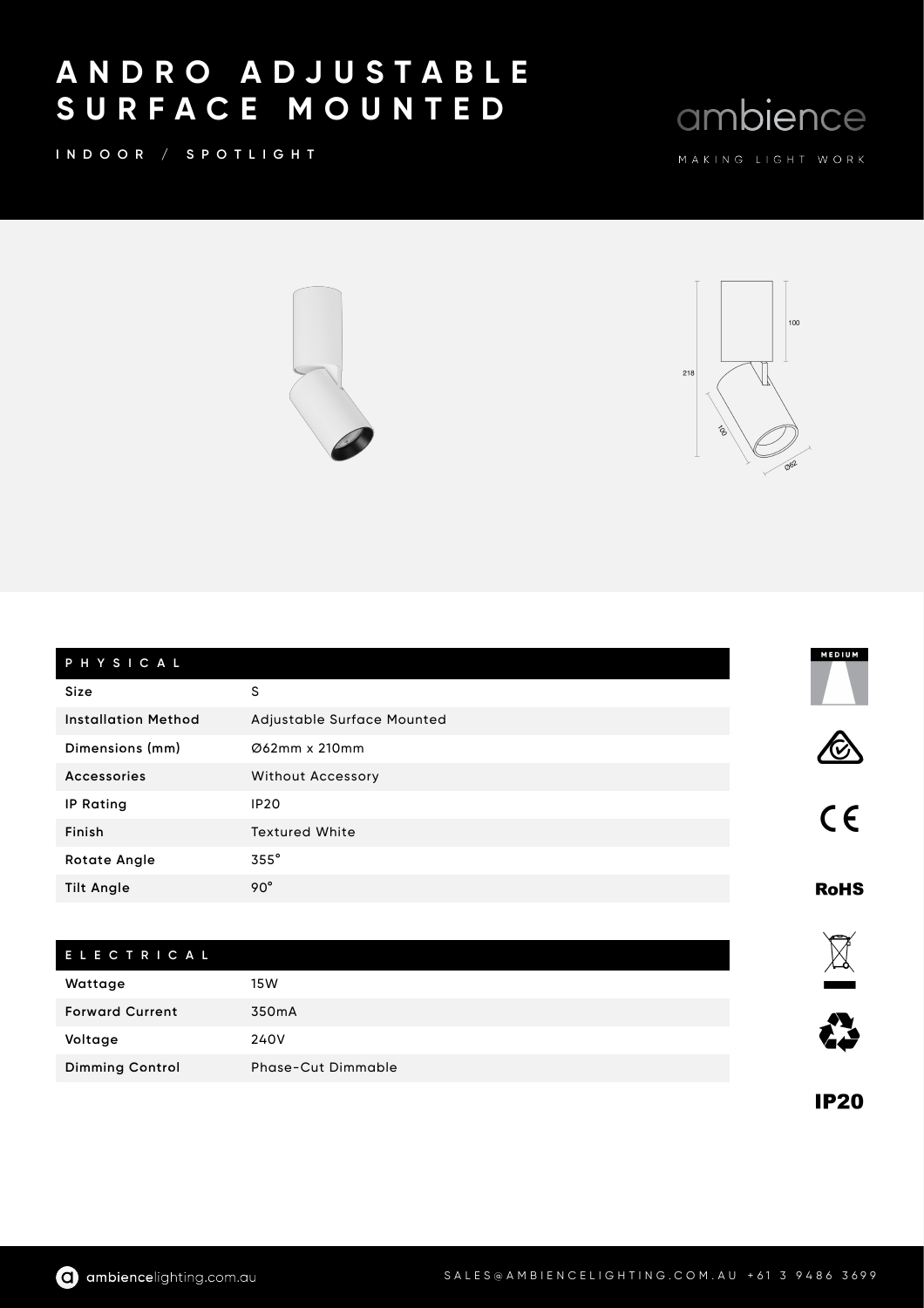# ANDRO ADJUSTABLE SURFACE MOUNTED

INDOOR / SPOTLIGHT

ambience

MAKING LIGHT WORK

| PHYSICAL | |
|---|---|
| Size | S |
| Installation Method | Adjustable Surface Mounted |
| Dimensions (mm) | Ø62mm x 210mm |
| Accessories | Without Accessory |
| IP Rating | IP20 |
| Finish | Textured White |
| Rotate Angle | 355° |
| Tilt Angle | 90° |

| ELECTRICAL | |
|---|---|
| Wattage | 15W |
| Forward Current | 350mA |
| Voltage | 240V |
| Dimming Control | Phase-Cut Dimmable |

MEDIUM

RoHS

IP20

ambiencelighting.com.au

SALES@AMBIENCELIGHTING.COM.AU +61 3 9486 3699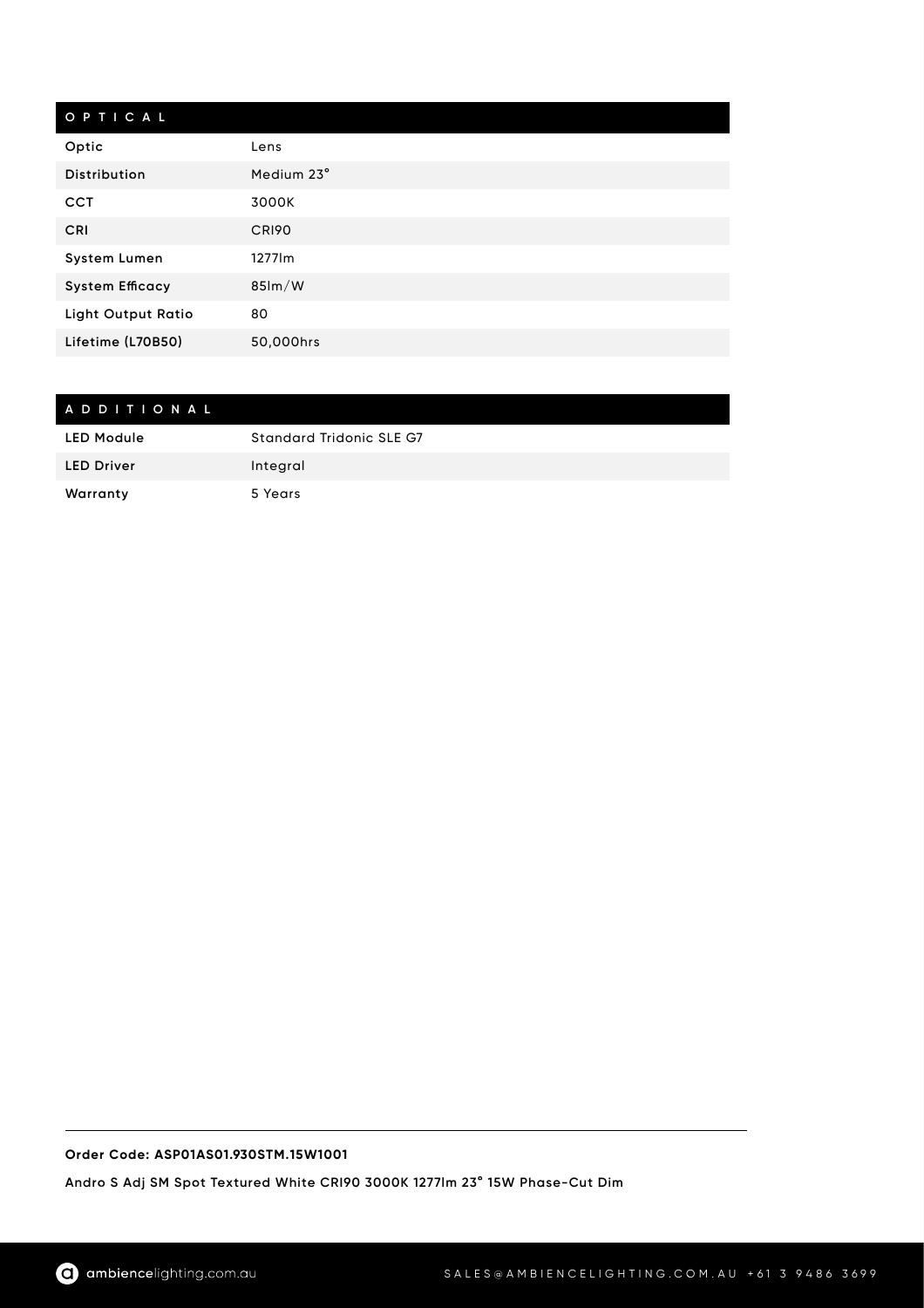| OPTICAL | |
| --- | --- |
| **Optic** | Lens |
| **Distribution** | Medium 23° |
| **CCT** | 3000K |
| **CRI** | CRI90 |
| **System Lumen** | 1277lm |
| **System Efficacy** | 85lm/W |
| **Light Output Ratio** | 80 |
| **Lifetime (L70B50)** | 50,000hrs |

| ADDITIONAL | |
| --- | --- |
| **LED Module** | Standard Tridonic SLE G7 |
| **LED Driver** | Integral |
| **Warranty** | 5 Years |

**Order Code: ASP01AS01.930STM.15W1001**

**Andro S Adj SM Spot Textured White CRI90 3000K 1277lm 23° 15W Phase-Cut Dim**